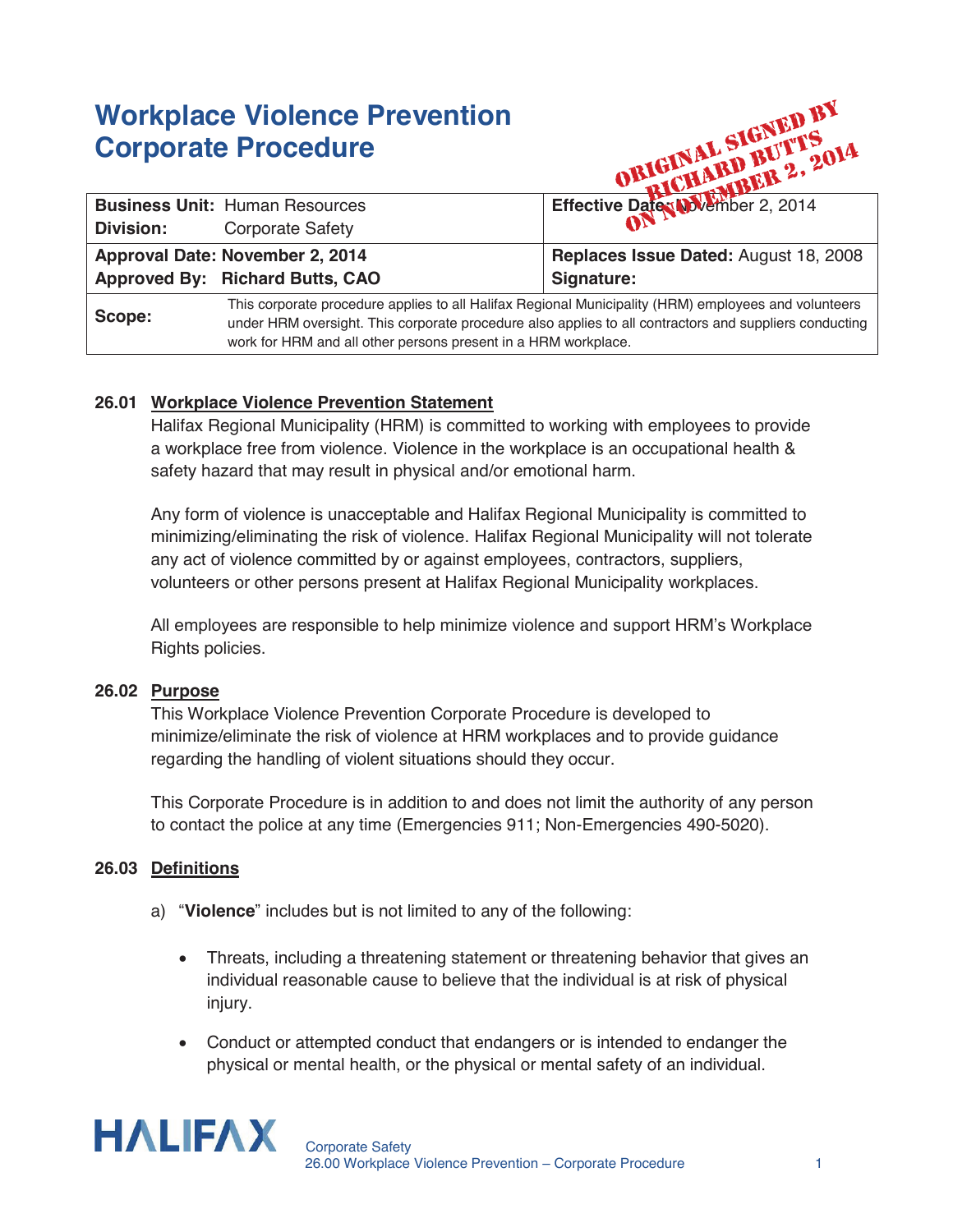# Workplace Violence Prevention Corporate Procedure

ORIGINAL SIGNED BY RICHARD BUTTS ON NOVEMBER 2, 2014

| **Business Unit:** Human Resources<br>**Division:** Corporate Safety | **Effective Date:** November 2, 2014 |
|---|---|
| **Approval Date: November 2, 2014**<br>**Approved By: Richard Butts, CAO** | **Replaces Issue Dated:** August 18, 2008<br>**Signature:** |
| **Scope:** This corporate procedure applies to all Halifax Regional Municipality (HRM) employees and volunteers under HRM oversight. This corporate procedure also applies to all contractors and suppliers conducting work for HRM and all other persons present in a HRM workplace. | |

**26.01 Workplace Violence Prevention Statement**

Halifax Regional Municipality (HRM) is committed to working with employees to provide a workplace free from violence. Violence in the workplace is an occupational health & safety hazard that may result in physical and/or emotional harm.

Any form of violence is unacceptable and Halifax Regional Municipality is committed to minimizing/eliminating the risk of violence. Halifax Regional Municipality will not tolerate any act of violence committed by or against employees, contractors, suppliers, volunteers or other persons present at Halifax Regional Municipality workplaces.

All employees are responsible to help minimize violence and support HRM's Workplace Rights policies.

**26.02 Purpose**

This Workplace Violence Prevention Corporate Procedure is developed to minimize/eliminate the risk of violence at HRM workplaces and to provide guidance regarding the handling of violent situations should they occur.

This Corporate Procedure is in addition to and does not limit the authority of any person to contact the police at any time (Emergencies 911; Non-Emergencies 490-5020).

**26.03 Definitions**

a) "**Violence**" includes but is not limited to any of the following:

- Threats, including a threatening statement or threatening behavior that gives an individual reasonable cause to believe that the individual is at risk of physical injury.
- Conduct or attempted conduct that endangers or is intended to endanger the physical or mental health, or the physical or mental safety of an individual.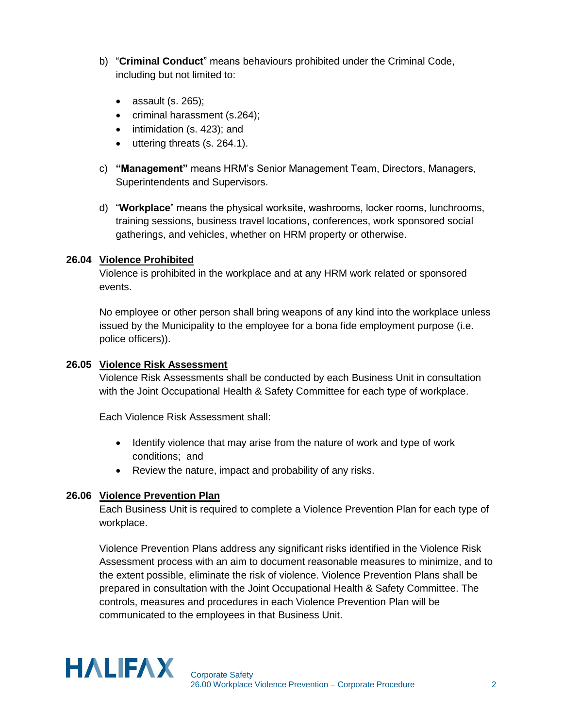b) "**Criminal Conduct**" means behaviours prohibited under the Criminal Code, including but not limited to:

- assault (s. 265);
- criminal harassment (s.264);
- intimidation (s. 423); and
- uttering threats (s. 264.1).

c) **"Management"** means HRM's Senior Management Team, Directors, Managers, Superintendents and Supervisors.

d) "**Workplace**" means the physical worksite, washrooms, locker rooms, lunchrooms, training sessions, business travel locations, conferences, work sponsored social gatherings, and vehicles, whether on HRM property or otherwise.

### 26.04 Violence Prohibited

Violence is prohibited in the workplace and at any HRM work related or sponsored events.

No employee or other person shall bring weapons of any kind into the workplace unless issued by the Municipality to the employee for a bona fide employment purpose (i.e. police officers)).

### 26.05 Violence Risk Assessment

Violence Risk Assessments shall be conducted by each Business Unit in consultation with the Joint Occupational Health & Safety Committee for each type of workplace.

Each Violence Risk Assessment shall:

- Identify violence that may arise from the nature of work and type of work conditions; and
- Review the nature, impact and probability of any risks.

### 26.06 Violence Prevention Plan

Each Business Unit is required to complete a Violence Prevention Plan for each type of workplace.

Violence Prevention Plans address any significant risks identified in the Violence Risk Assessment process with an aim to document reasonable measures to minimize, and to the extent possible, eliminate the risk of violence. Violence Prevention Plans shall be prepared in consultation with the Joint Occupational Health & Safety Committee. The controls, measures and procedures in each Violence Prevention Plan will be communicated to the employees in that Business Unit.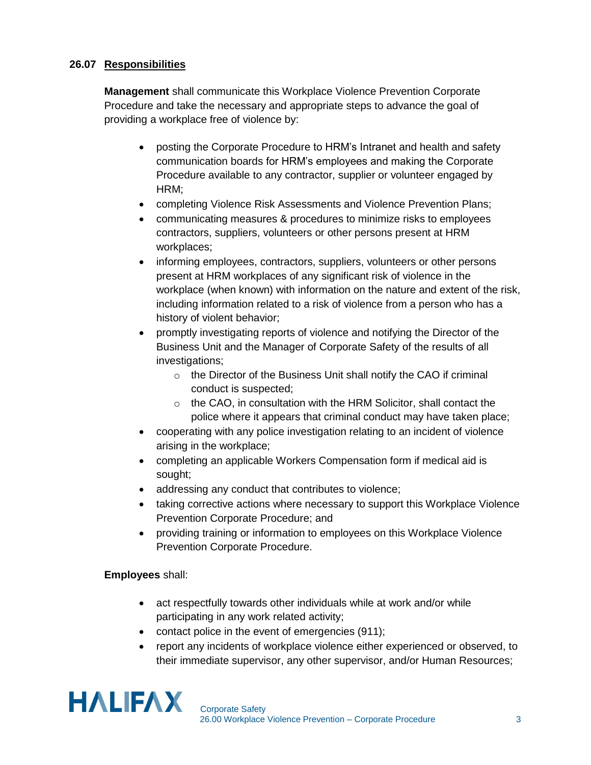## 26.07 Responsibilities

**Management** shall communicate this Workplace Violence Prevention Corporate Procedure and take the necessary and appropriate steps to advance the goal of providing a workplace free of violence by:

- posting the Corporate Procedure to HRM's Intranet and health and safety communication boards for HRM's employees and making the Corporate Procedure available to any contractor, supplier or volunteer engaged by HRM;
- completing Violence Risk Assessments and Violence Prevention Plans;
- communicating measures & procedures to minimize risks to employees contractors, suppliers, volunteers or other persons present at HRM workplaces;
- informing employees, contractors, suppliers, volunteers or other persons present at HRM workplaces of any significant risk of violence in the workplace (when known) with information on the nature and extent of the risk, including information related to a risk of violence from a person who has a history of violent behavior;
- promptly investigating reports of violence and notifying the Director of the Business Unit and the Manager of Corporate Safety of the results of all investigations;
  - the Director of the Business Unit shall notify the CAO if criminal conduct is suspected;
  - the CAO, in consultation with the HRM Solicitor, shall contact the police where it appears that criminal conduct may have taken place;
- cooperating with any police investigation relating to an incident of violence arising in the workplace;
- completing an applicable Workers Compensation form if medical aid is sought;
- addressing any conduct that contributes to violence;
- taking corrective actions where necessary to support this Workplace Violence Prevention Corporate Procedure; and
- providing training or information to employees on this Workplace Violence Prevention Corporate Procedure.

**Employees** shall:

- act respectfully towards other individuals while at work and/or while participating in any work related activity;
- contact police in the event of emergencies (911);
- report any incidents of workplace violence either experienced or observed, to their immediate supervisor, any other supervisor, and/or Human Resources;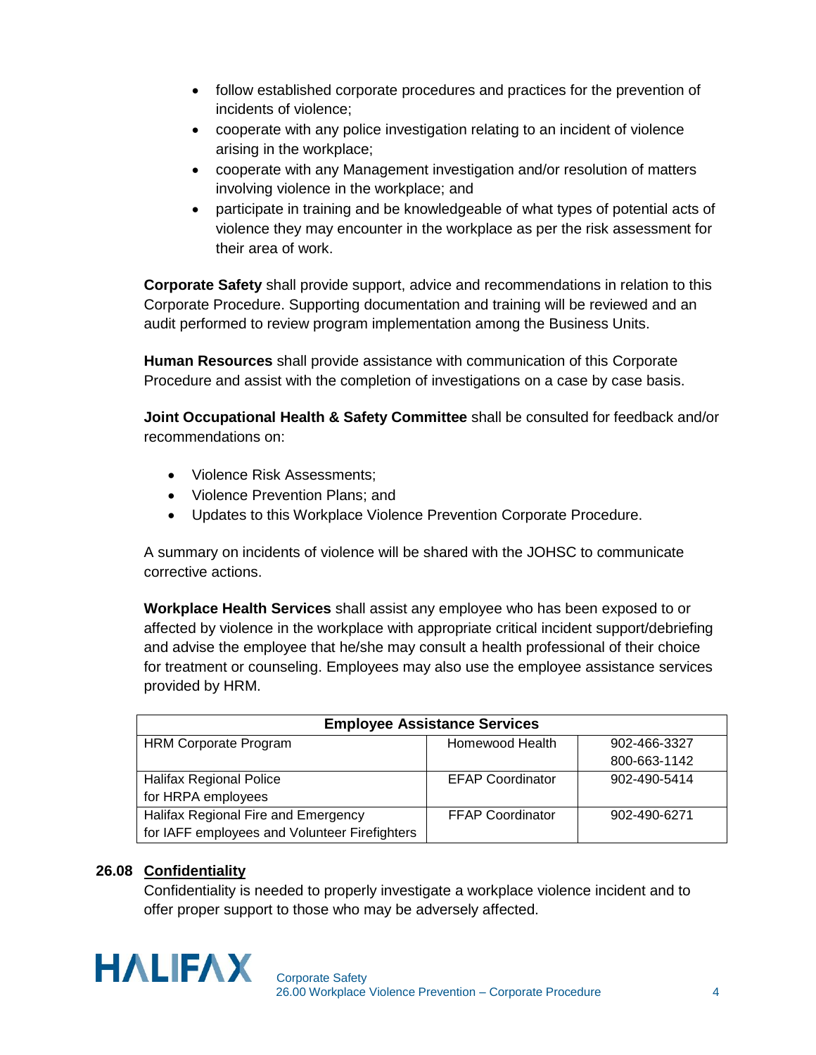- follow established corporate procedures and practices for the prevention of incidents of violence;
- cooperate with any police investigation relating to an incident of violence arising in the workplace;
- cooperate with any Management investigation and/or resolution of matters involving violence in the workplace; and
- participate in training and be knowledgeable of what types of potential acts of violence they may encounter in the workplace as per the risk assessment for their area of work.

**Corporate Safety** shall provide support, advice and recommendations in relation to this Corporate Procedure. Supporting documentation and training will be reviewed and an audit performed to review program implementation among the Business Units.

**Human Resources** shall provide assistance with communication of this Corporate Procedure and assist with the completion of investigations on a case by case basis.

**Joint Occupational Health & Safety Committee** shall be consulted for feedback and/or recommendations on:

- Violence Risk Assessments;
- Violence Prevention Plans; and
- Updates to this Workplace Violence Prevention Corporate Procedure.

A summary on incidents of violence will be shared with the JOHSC to communicate corrective actions.

**Workplace Health Services** shall assist any employee who has been exposed to or affected by violence in the workplace with appropriate critical incident support/debriefing and advise the employee that he/she may consult a health professional of their choice for treatment or counseling. Employees may also use the employee assistance services provided by HRM.

| **Employee Assistance Services** | | |
|---|---|---|
| HRM Corporate Program | Homewood Health | 902-466-3327<br>800-663-1142 |
| Halifax Regional Police<br>for HRPA employees | EFAP Coordinator | 902-490-5414 |
| Halifax Regional Fire and Emergency<br>for IAFF employees and Volunteer Firefighters | FFAP Coordinator | 902-490-6271 |

## 26.08 Confidentiality

Confidentiality is needed to properly investigate a workplace violence incident and to offer proper support to those who may be adversely affected.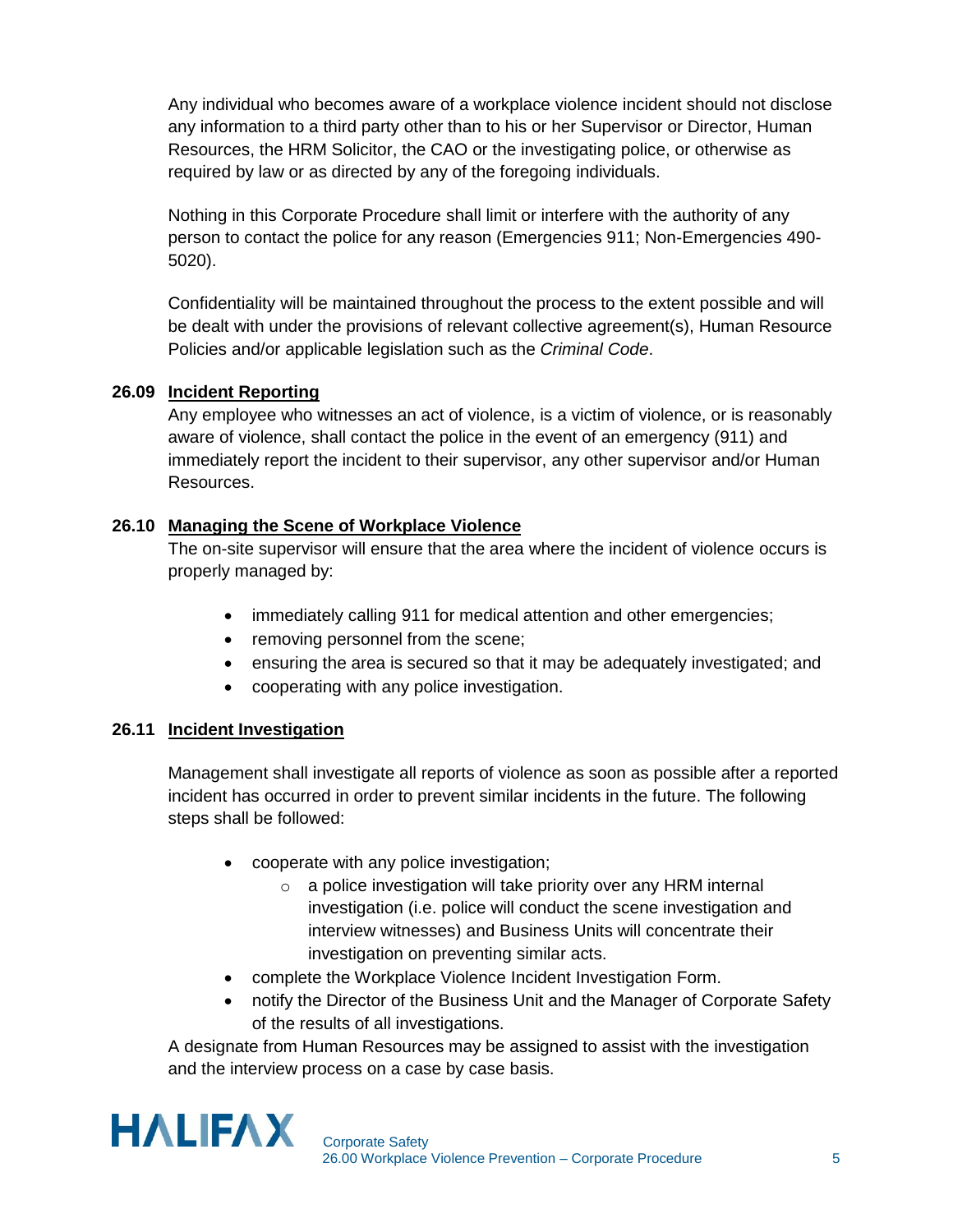Any individual who becomes aware of a workplace violence incident should not disclose any information to a third party other than to his or her Supervisor or Director, Human Resources, the HRM Solicitor, the CAO or the investigating police, or otherwise as required by law or as directed by any of the foregoing individuals.

Nothing in this Corporate Procedure shall limit or interfere with the authority of any person to contact the police for any reason (Emergencies 911; Non-Emergencies 490-5020).

Confidentiality will be maintained throughout the process to the extent possible and will be dealt with under the provisions of relevant collective agreement(s), Human Resource Policies and/or applicable legislation such as the *Criminal Code*.

### 26.09 Incident Reporting

Any employee who witnesses an act of violence, is a victim of violence, or is reasonably aware of violence, shall contact the police in the event of an emergency (911) and immediately report the incident to their supervisor, any other supervisor and/or Human Resources.

### 26.10 Managing the Scene of Workplace Violence

The on-site supervisor will ensure that the area where the incident of violence occurs is properly managed by:

- immediately calling 911 for medical attention and other emergencies;
- removing personnel from the scene;
- ensuring the area is secured so that it may be adequately investigated; and
- cooperating with any police investigation.

### 26.11 Incident Investigation

Management shall investigate all reports of violence as soon as possible after a reported incident has occurred in order to prevent similar incidents in the future. The following steps shall be followed:

- cooperate with any police investigation;
  - a police investigation will take priority over any HRM internal investigation (i.e. police will conduct the scene investigation and interview witnesses) and Business Units will concentrate their investigation on preventing similar acts.
- complete the Workplace Violence Incident Investigation Form.
- notify the Director of the Business Unit and the Manager of Corporate Safety of the results of all investigations.

A designate from Human Resources may be assigned to assist with the investigation and the interview process on a case by case basis.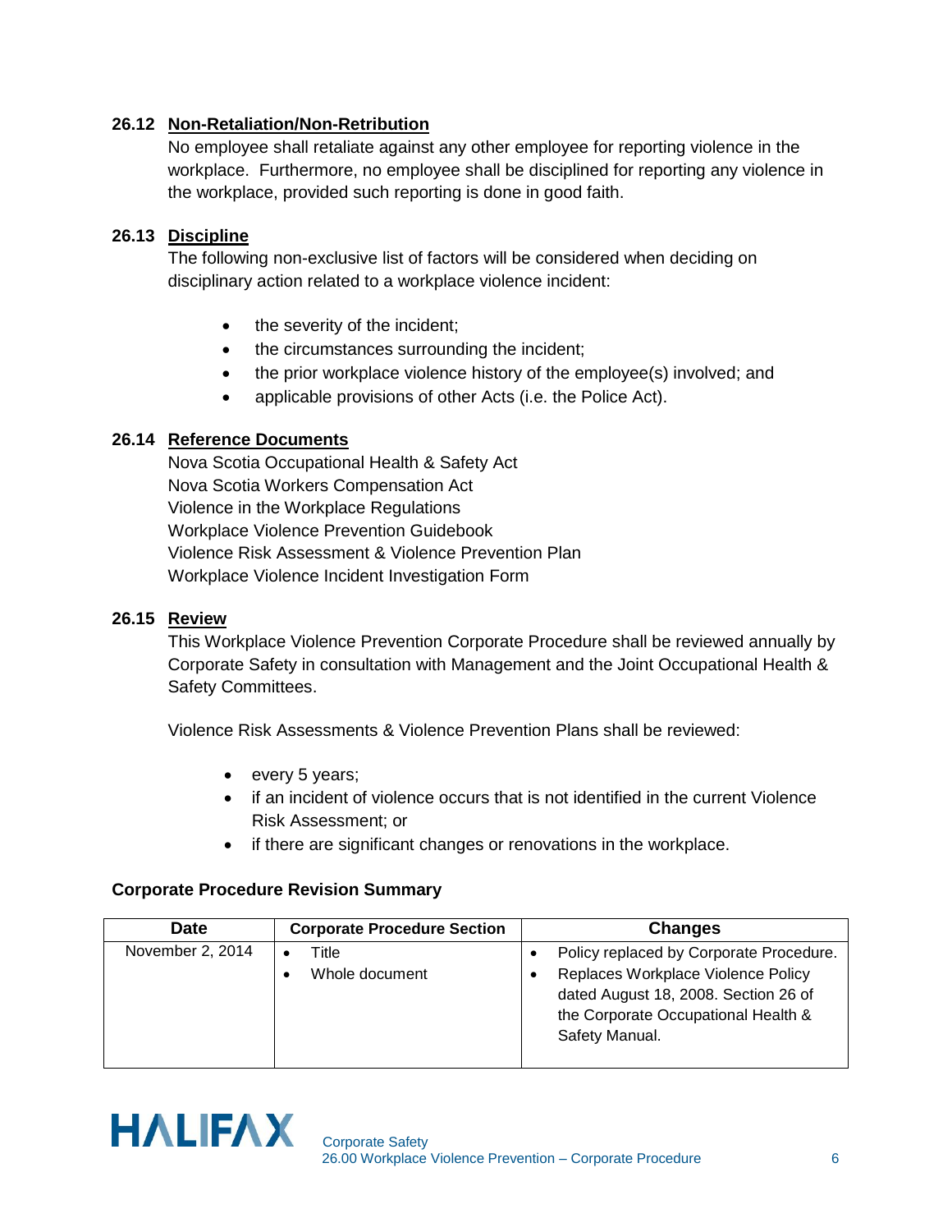### 26.12 Non-Retaliation/Non-Retribution

No employee shall retaliate against any other employee for reporting violence in the workplace. Furthermore, no employee shall be disciplined for reporting any violence in the workplace, provided such reporting is done in good faith.

### 26.13 Discipline

The following non-exclusive list of factors will be considered when deciding on disciplinary action related to a workplace violence incident:

- the severity of the incident;
- the circumstances surrounding the incident;
- the prior workplace violence history of the employee(s) involved; and
- applicable provisions of other Acts (i.e. the Police Act).

### 26.14 Reference Documents

Nova Scotia Occupational Health & Safety Act
Nova Scotia Workers Compensation Act
Violence in the Workplace Regulations
Workplace Violence Prevention Guidebook
Violence Risk Assessment & Violence Prevention Plan
Workplace Violence Incident Investigation Form

### 26.15 Review

This Workplace Violence Prevention Corporate Procedure shall be reviewed annually by Corporate Safety in consultation with Management and the Joint Occupational Health & Safety Committees.

Violence Risk Assessments & Violence Prevention Plans shall be reviewed:

- every 5 years;
- if an incident of violence occurs that is not identified in the current Violence Risk Assessment; or
- if there are significant changes or renovations in the workplace.

**Corporate Procedure Revision Summary**

| Date | Corporate Procedure Section | Changes |
|---|---|---|
| November 2, 2014 | • Title<br>• Whole document | • Policy replaced by Corporate Procedure.<br>• Replaces Workplace Violence Policy dated August 18, 2008. Section 26 of the Corporate Occupational Health & Safety Manual. |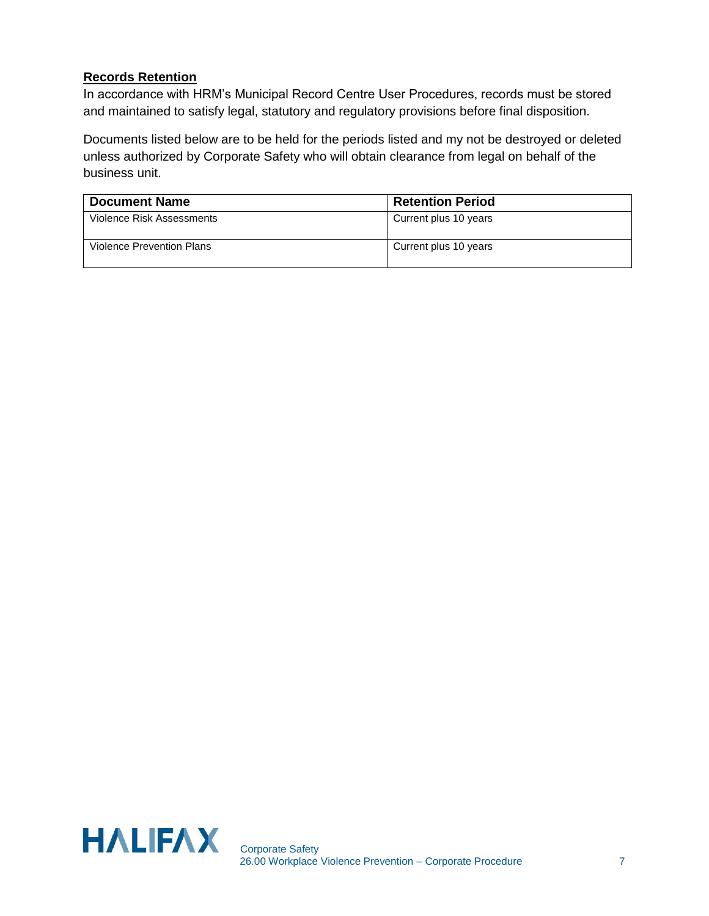**Records Retention**

In accordance with HRM's Municipal Record Centre User Procedures, records must be stored and maintained to satisfy legal, statutory and regulatory provisions before final disposition.

Documents listed below are to be held for the periods listed and my not be destroyed or deleted unless authorized by Corporate Safety who will obtain clearance from legal on behalf of the business unit.

| Document Name | Retention Period |
|---|---|
| Violence Risk Assessments | Current plus 10 years |
| Violence Prevention Plans | Current plus 10 years |